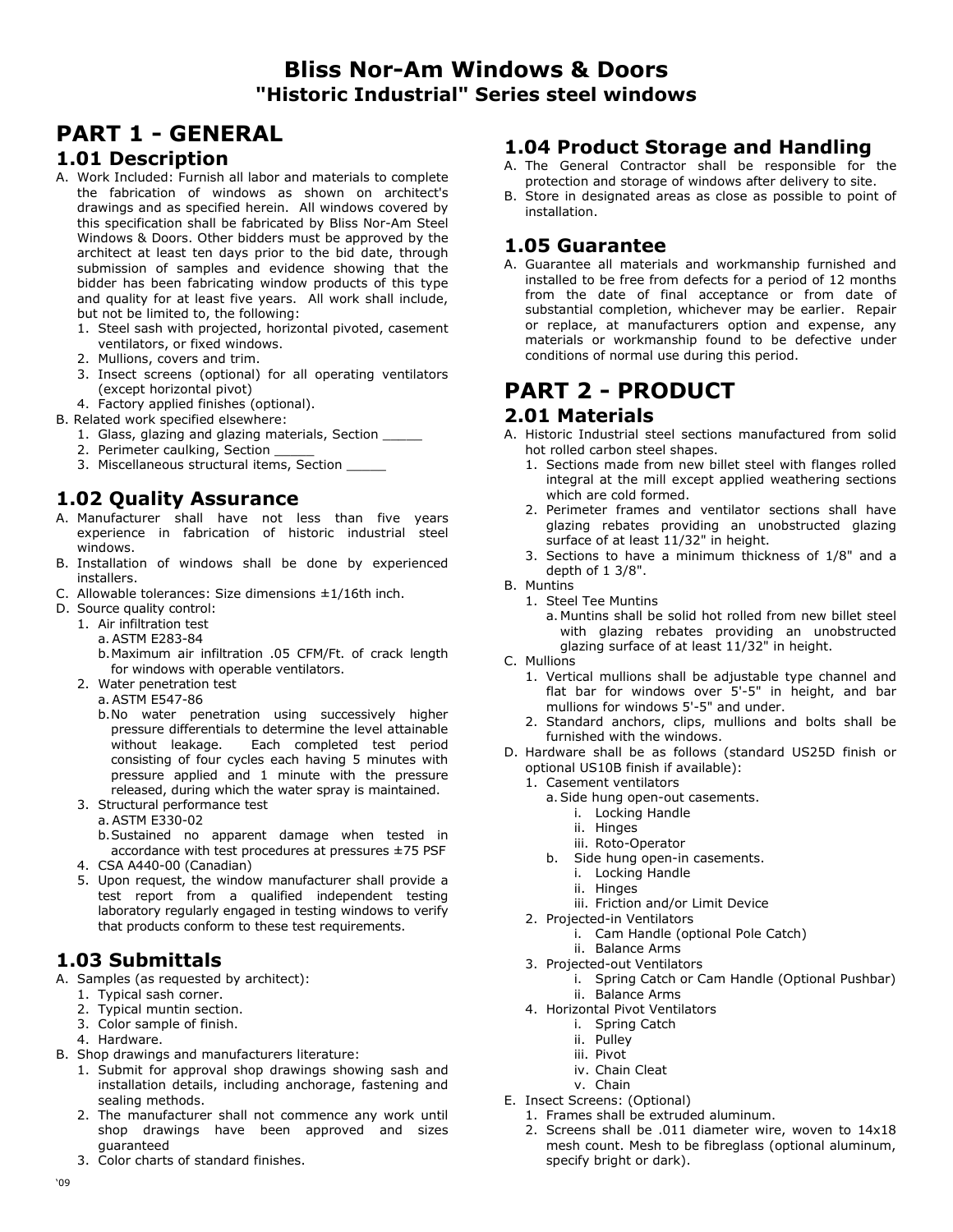# Bliss Nor-Am Windows & Doors
## "Historic Industrial" Series steel windows

# PART 1 - GENERAL

## 1.01 Description

A. Work Included: Furnish all labor and materials to complete the fabrication of windows as shown on architect's drawings and as specified herein. All windows covered by this specification shall be fabricated by Bliss Nor-Am Steel Windows & Doors. Other bidders must be approved by the architect at least ten days prior to the bid date, through submission of samples and evidence showing that the bidder has been fabricating window products of this type and quality for at least five years. All work shall include, but not be limited to, the following:
   1. Steel sash with projected, horizontal pivoted, casement ventilators, or fixed windows.
   2. Mullions, covers and trim.
   3. Insect screens (optional) for all operating ventilators (except horizontal pivot)
   4. Factory applied finishes (optional).

B. Related work specified elsewhere:
   1. Glass, glazing and glazing materials, Section _____
   2. Perimeter caulking, Section _____
   3. Miscellaneous structural items, Section _____

## 1.02 Quality Assurance

A. Manufacturer shall have not less than five years experience in fabrication of historic industrial steel windows.

B. Installation of windows shall be done by experienced installers.

C. Allowable tolerances: Size dimensions ±1/16th inch.

D. Source quality control:
   1. Air infiltration test
      a. ASTM E283-84
      b. Maximum air infiltration .05 CFM/Ft. of crack length for windows with operable ventilators.
   2. Water penetration test
      a. ASTM E547-86
      b. No water penetration using successively higher pressure differentials to determine the level attainable without leakage. Each completed test period consisting of four cycles each having 5 minutes with pressure applied and 1 minute with the pressure released, during which the water spray is maintained.
   3. Structural performance test
      a. ASTM E330-02
      b. Sustained no apparent damage when tested in accordance with test procedures at pressures ±75 PSF
   4. CSA A440-00 (Canadian)
   5. Upon request, the window manufacturer shall provide a test report from a qualified independent testing laboratory regularly engaged in testing windows to verify that products conform to these test requirements.

## 1.03 Submittals

A. Samples (as requested by architect):
   1. Typical sash corner.
   2. Typical muntin section.
   3. Color sample of finish.
   4. Hardware.

B. Shop drawings and manufacturers literature:
   1. Submit for approval shop drawings showing sash and installation details, including anchorage, fastening and sealing methods.
   2. The manufacturer shall not commence any work until shop drawings have been approved and sizes guaranteed
   3. Color charts of standard finishes.

## 1.04 Product Storage and Handling

A. The General Contractor shall be responsible for the protection and storage of windows after delivery to site.

B. Store in designated areas as close as possible to point of installation.

## 1.05 Guarantee

A. Guarantee all materials and workmanship furnished and installed to be free from defects for a period of 12 months from the date of final acceptance or from date of substantial completion, whichever may be earlier. Repair or replace, at manufacturers option and expense, any materials or workmanship found to be defective under conditions of normal use during this period.

# PART 2 - PRODUCT

## 2.01 Materials

A. Historic Industrial steel sections manufactured from solid hot rolled carbon steel shapes.
   1. Sections made from new billet steel with flanges rolled integral at the mill except applied weathering sections which are cold formed.
   2. Perimeter frames and ventilator sections shall have glazing rebates providing an unobstructed glazing surface of at least 11/32" in height.
   3. Sections to have a minimum thickness of 1/8" and a depth of 1 3/8".

B. Muntins
   1. Steel Tee Muntins
      a. Muntins shall be solid hot rolled from new billet steel with glazing rebates providing an unobstructed glazing surface of at least 11/32" in height.

C. Mullions
   1. Vertical mullions shall be adjustable type channel and flat bar for windows over 5'-5" in height, and bar mullions for windows 5'-5" and under.
   2. Standard anchors, clips, mullions and bolts shall be furnished with the windows.

D. Hardware shall be as follows (standard US25D finish or optional US10B finish if available):
   1. Casement ventilators
      a. Side hung open-out casements.
         i. Locking Handle
         ii. Hinges
         iii. Roto-Operator
      b. Side hung open-in casements.
         i. Locking Handle
         ii. Hinges
         iii. Friction and/or Limit Device
   2. Projected-in Ventilators
         i. Cam Handle (optional Pole Catch)
         ii. Balance Arms
   3. Projected-out Ventilators
         i. Spring Catch or Cam Handle (Optional Pushbar)
         ii. Balance Arms
   4. Horizontal Pivot Ventilators
         i. Spring Catch
         ii. Pulley
         iii. Pivot
         iv. Chain Cleat
         v. Chain

E. Insect Screens: (Optional)
   1. Frames shall be extruded aluminum.
   2. Screens shall be .011 diameter wire, woven to 14x18 mesh count. Mesh to be fibreglass (optional aluminum, specify bright or dark).

'09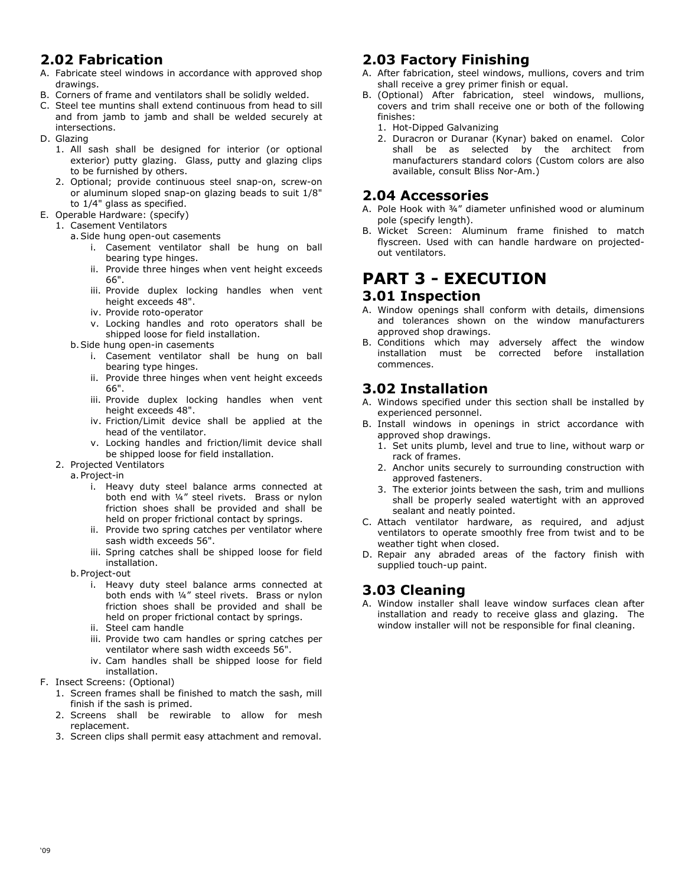## 2.02 Fabrication

A. Fabricate steel windows in accordance with approved shop drawings.
B. Corners of frame and ventilators shall be solidly welded.
C. Steel tee muntins shall extend continuous from head to sill and from jamb to jamb and shall be welded securely at intersections.
D. Glazing
   1. All sash shall be designed for interior (or optional exterior) putty glazing. Glass, putty and glazing clips to be furnished by others.
   2. Optional; provide continuous steel snap-on, screw-on or aluminum sloped snap-on glazing beads to suit 1/8" to 1/4" glass as specified.
E. Operable Hardware: (specify)
   1. Casement Ventilators
      a. Side hung open-out casements
         i. Casement ventilator shall be hung on ball bearing type hinges.
         ii. Provide three hinges when vent height exceeds 66".
         iii. Provide duplex locking handles when vent height exceeds 48".
         iv. Provide roto-operator
         v. Locking handles and roto operators shall be shipped loose for field installation.
      b. Side hung open-in casements
         i. Casement ventilator shall be hung on ball bearing type hinges.
         ii. Provide three hinges when vent height exceeds 66".
         iii. Provide duplex locking handles when vent height exceeds 48".
         iv. Friction/Limit device shall be applied at the head of the ventilator.
         v. Locking handles and friction/limit device shall be shipped loose for field installation.
   2. Projected Ventilators
      a. Project-in
         i. Heavy duty steel balance arms connected at both end with ¼" steel rivets. Brass or nylon friction shoes shall be provided and shall be held on proper frictional contact by springs.
         ii. Provide two spring catches per ventilator where sash width exceeds 56".
         iii. Spring catches shall be shipped loose for field installation.
      b. Project-out
         i. Heavy duty steel balance arms connected at both ends with ¼" steel rivets. Brass or nylon friction shoes shall be provided and shall be held on proper frictional contact by springs.
         ii. Steel cam handle
         iii. Provide two cam handles or spring catches per ventilator where sash width exceeds 56".
         iv. Cam handles shall be shipped loose for field installation.
F. Insect Screens: (Optional)
   1. Screen frames shall be finished to match the sash, mill finish if the sash is primed.
   2. Screens shall be rewirable to allow for mesh replacement.
   3. Screen clips shall permit easy attachment and removal.

## 2.03 Factory Finishing

A. After fabrication, steel windows, mullions, covers and trim shall receive a grey primer finish or equal.
B. (Optional) After fabrication, steel windows, mullions, covers and trim shall receive one or both of the following finishes:
   1. Hot-Dipped Galvanizing
   2. Duracron or Duranar (Kynar) baked on enamel. Color shall be as selected by the architect from manufacturers standard colors (Custom colors are also available, consult Bliss Nor-Am.)

## 2.04 Accessories

A. Pole Hook with ¾" diameter unfinished wood or aluminum pole (specify length).
B. Wicket Screen: Aluminum frame finished to match flyscreen. Used with can handle hardware on projected-out ventilators.

# PART 3 - EXECUTION

## 3.01 Inspection

A. Window openings shall conform with details, dimensions and tolerances shown on the window manufacturers approved shop drawings.
B. Conditions which may adversely affect the window installation must be corrected before installation commences.

## 3.02 Installation

A. Windows specified under this section shall be installed by experienced personnel.
B. Install windows in openings in strict accordance with approved shop drawings.
   1. Set units plumb, level and true to line, without warp or rack of frames.
   2. Anchor units securely to surrounding construction with approved fasteners.
   3. The exterior joints between the sash, trim and mullions shall be properly sealed watertight with an approved sealant and neatly pointed.
C. Attach ventilator hardware, as required, and adjust ventilators to operate smoothly free from twist and to be weather tight when closed.
D. Repair any abraded areas of the factory finish with supplied touch-up paint.

## 3.03 Cleaning

A. Window installer shall leave window surfaces clean after installation and ready to receive glass and glazing. The window installer will not be responsible for final cleaning.

'09